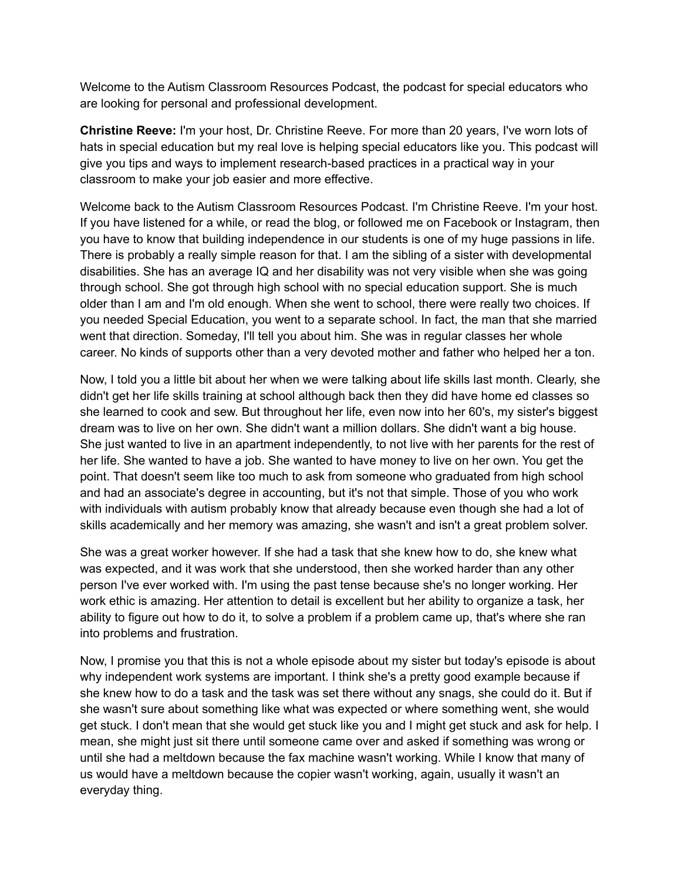Welcome to the Autism Classroom Resources Podcast, the podcast for special educators who are looking for personal and professional development.

**Christine Reeve:** I'm your host, Dr. Christine Reeve. For more than 20 years, I've worn lots of hats in special education but my real love is helping special educators like you. This podcast will give you tips and ways to implement research-based practices in a practical way in your classroom to make your job easier and more effective.

Welcome back to the Autism Classroom Resources Podcast. I'm Christine Reeve. I'm your host. If you have listened for a while, or read the blog, or followed me on Facebook or Instagram, then you have to know that building independence in our students is one of my huge passions in life. There is probably a really simple reason for that. I am the sibling of a sister with developmental disabilities. She has an average IQ and her disability was not very visible when she was going through school. She got through high school with no special education support. She is much older than I am and I'm old enough. When she went to school, there were really two choices. If you needed Special Education, you went to a separate school. In fact, the man that she married went that direction. Someday, I'll tell you about him. She was in regular classes her whole career. No kinds of supports other than a very devoted mother and father who helped her a ton.

Now, I told you a little bit about her when we were talking about life skills last month. Clearly, she didn't get her life skills training at school although back then they did have home ed classes so she learned to cook and sew. But throughout her life, even now into her 60's, my sister's biggest dream was to live on her own. She didn't want a million dollars. She didn't want a big house. She just wanted to live in an apartment independently, to not live with her parents for the rest of her life. She wanted to have a job. She wanted to have money to live on her own. You get the point. That doesn't seem like too much to ask from someone who graduated from high school and had an associate's degree in accounting, but it's not that simple. Those of you who work with individuals with autism probably know that already because even though she had a lot of skills academically and her memory was amazing, she wasn't and isn't a great problem solver.

She was a great worker however. If she had a task that she knew how to do, she knew what was expected, and it was work that she understood, then she worked harder than any other person I've ever worked with. I'm using the past tense because she's no longer working. Her work ethic is amazing. Her attention to detail is excellent but her ability to organize a task, her ability to figure out how to do it, to solve a problem if a problem came up, that's where she ran into problems and frustration.

Now, I promise you that this is not a whole episode about my sister but today's episode is about why independent work systems are important. I think she's a pretty good example because if she knew how to do a task and the task was set there without any snags, she could do it. But if she wasn't sure about something like what was expected or where something went, she would get stuck. I don't mean that she would get stuck like you and I might get stuck and ask for help. I mean, she might just sit there until someone came over and asked if something was wrong or until she had a meltdown because the fax machine wasn't working. While I know that many of us would have a meltdown because the copier wasn't working, again, usually it wasn't an everyday thing.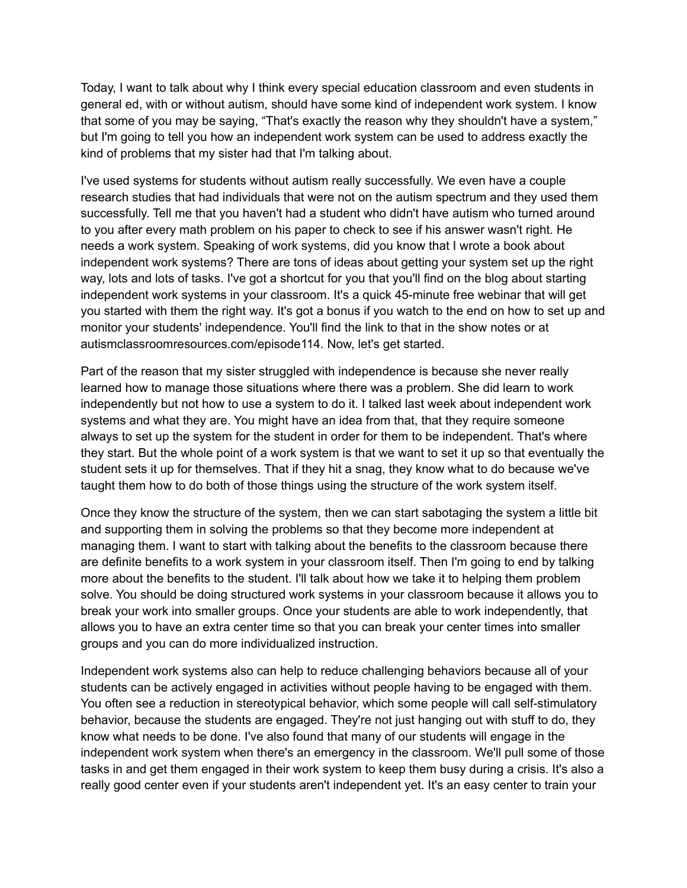Today, I want to talk about why I think every special education classroom and even students in general ed, with or without autism, should have some kind of independent work system. I know that some of you may be saying, "That's exactly the reason why they shouldn't have a system," but I'm going to tell you how an independent work system can be used to address exactly the kind of problems that my sister had that I'm talking about.

I've used systems for students without autism really successfully. We even have a couple research studies that had individuals that were not on the autism spectrum and they used them successfully. Tell me that you haven't had a student who didn't have autism who turned around to you after every math problem on his paper to check to see if his answer wasn't right. He needs a work system. Speaking of work systems, did you know that I wrote a book about independent work systems? There are tons of ideas about getting your system set up the right way, lots and lots of tasks. I've got a shortcut for you that you'll find on the blog about starting independent work systems in your classroom. It's a quick 45-minute free webinar that will get you started with them the right way. It's got a bonus if you watch to the end on how to set up and monitor your students' independence. You'll find the link to that in the show notes or at autismclassroomresources.com/episode114. Now, let's get started.

Part of the reason that my sister struggled with independence is because she never really learned how to manage those situations where there was a problem. She did learn to work independently but not how to use a system to do it. I talked last week about independent work systems and what they are. You might have an idea from that, that they require someone always to set up the system for the student in order for them to be independent. That's where they start. But the whole point of a work system is that we want to set it up so that eventually the student sets it up for themselves. That if they hit a snag, they know what to do because we've taught them how to do both of those things using the structure of the work system itself.

Once they know the structure of the system, then we can start sabotaging the system a little bit and supporting them in solving the problems so that they become more independent at managing them. I want to start with talking about the benefits to the classroom because there are definite benefits to a work system in your classroom itself. Then I'm going to end by talking more about the benefits to the student. I'll talk about how we take it to helping them problem solve. You should be doing structured work systems in your classroom because it allows you to break your work into smaller groups. Once your students are able to work independently, that allows you to have an extra center time so that you can break your center times into smaller groups and you can do more individualized instruction.

Independent work systems also can help to reduce challenging behaviors because all of your students can be actively engaged in activities without people having to be engaged with them. You often see a reduction in stereotypical behavior, which some people will call self-stimulatory behavior, because the students are engaged. They're not just hanging out with stuff to do, they know what needs to be done. I've also found that many of our students will engage in the independent work system when there's an emergency in the classroom. We'll pull some of those tasks in and get them engaged in their work system to keep them busy during a crisis. It's also a really good center even if your students aren't independent yet. It's an easy center to train your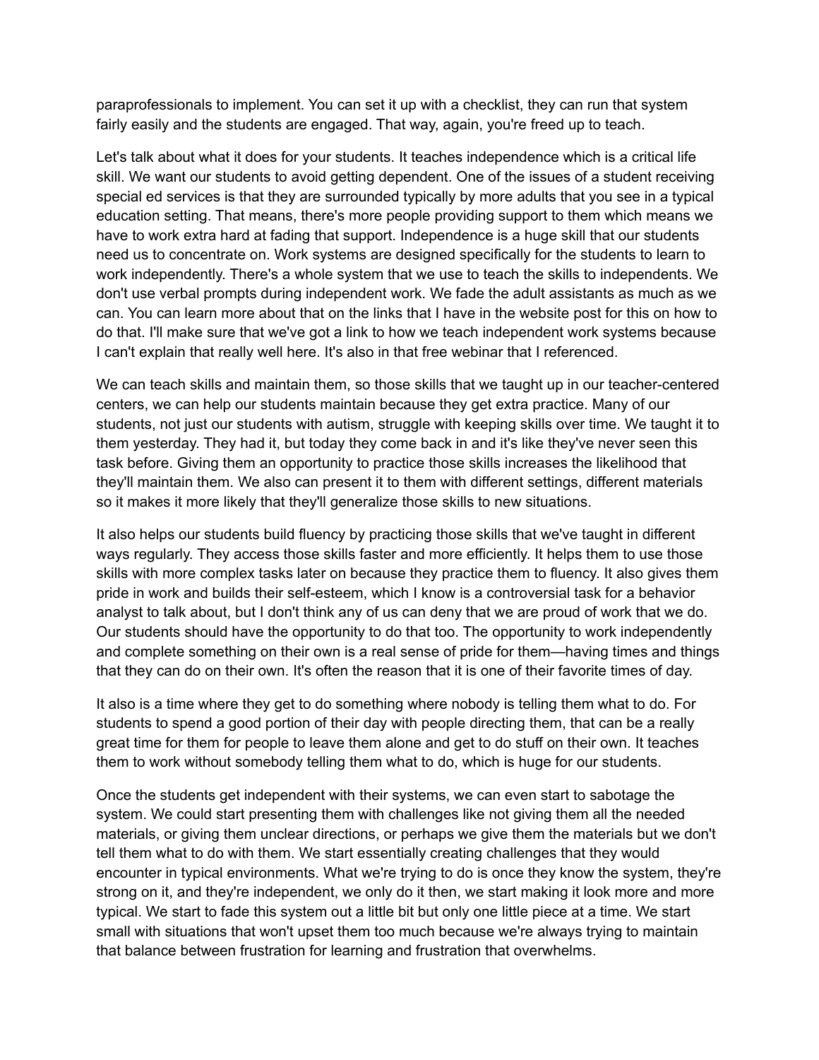paraprofessionals to implement. You can set it up with a checklist, they can run that system fairly easily and the students are engaged. That way, again, you're freed up to teach.

Let's talk about what it does for your students. It teaches independence which is a critical life skill. We want our students to avoid getting dependent. One of the issues of a student receiving special ed services is that they are surrounded typically by more adults that you see in a typical education setting. That means, there's more people providing support to them which means we have to work extra hard at fading that support. Independence is a huge skill that our students need us to concentrate on. Work systems are designed specifically for the students to learn to work independently. There's a whole system that we use to teach the skills to independents. We don't use verbal prompts during independent work. We fade the adult assistants as much as we can. You can learn more about that on the links that I have in the website post for this on how to do that. I'll make sure that we've got a link to how we teach independent work systems because I can't explain that really well here. It's also in that free webinar that I referenced.

We can teach skills and maintain them, so those skills that we taught up in our teacher-centered centers, we can help our students maintain because they get extra practice. Many of our students, not just our students with autism, struggle with keeping skills over time. We taught it to them yesterday. They had it, but today they come back in and it's like they've never seen this task before. Giving them an opportunity to practice those skills increases the likelihood that they'll maintain them. We also can present it to them with different settings, different materials so it makes it more likely that they'll generalize those skills to new situations.

It also helps our students build fluency by practicing those skills that we've taught in different ways regularly. They access those skills faster and more efficiently. It helps them to use those skills with more complex tasks later on because they practice them to fluency. It also gives them pride in work and builds their self-esteem, which I know is a controversial task for a behavior analyst to talk about, but I don't think any of us can deny that we are proud of work that we do. Our students should have the opportunity to do that too. The opportunity to work independently and complete something on their own is a real sense of pride for them—having times and things that they can do on their own. It's often the reason that it is one of their favorite times of day.

It also is a time where they get to do something where nobody is telling them what to do. For students to spend a good portion of their day with people directing them, that can be a really great time for them for people to leave them alone and get to do stuff on their own. It teaches them to work without somebody telling them what to do, which is huge for our students.

Once the students get independent with their systems, we can even start to sabotage the system. We could start presenting them with challenges like not giving them all the needed materials, or giving them unclear directions, or perhaps we give them the materials but we don't tell them what to do with them. We start essentially creating challenges that they would encounter in typical environments. What we're trying to do is once they know the system, they're strong on it, and they're independent, we only do it then, we start making it look more and more typical. We start to fade this system out a little bit but only one little piece at a time. We start small with situations that won't upset them too much because we're always trying to maintain that balance between frustration for learning and frustration that overwhelms.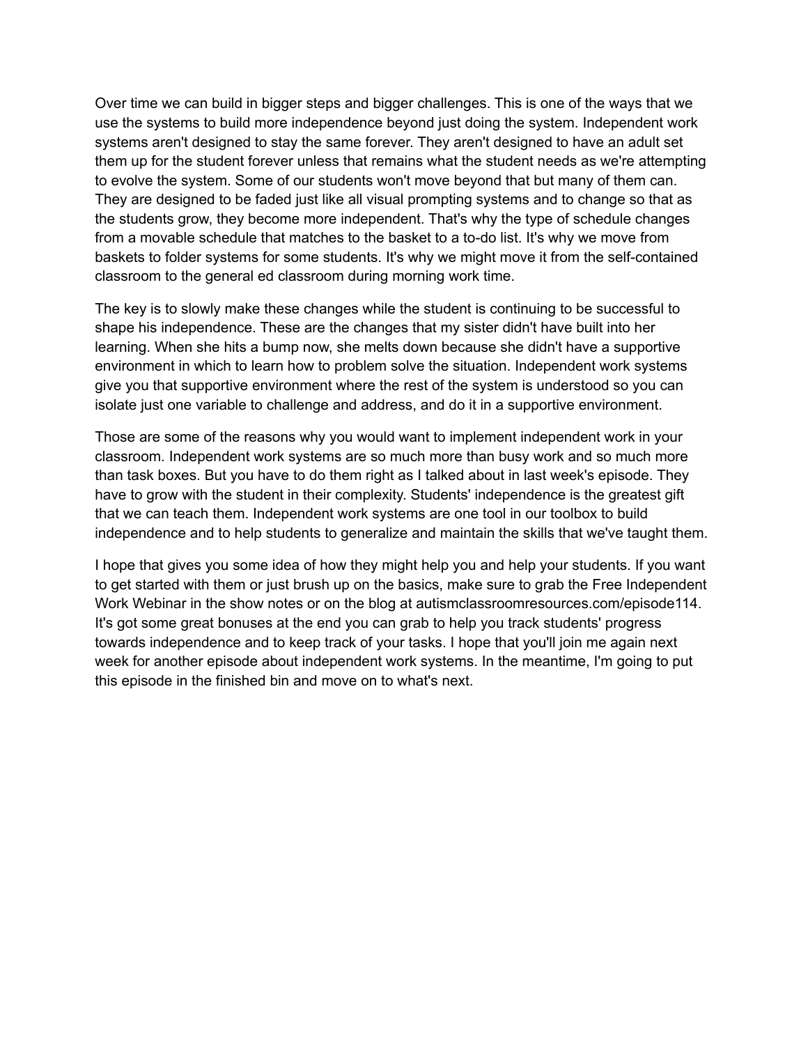Over time we can build in bigger steps and bigger challenges. This is one of the ways that we use the systems to build more independence beyond just doing the system. Independent work systems aren't designed to stay the same forever. They aren't designed to have an adult set them up for the student forever unless that remains what the student needs as we're attempting to evolve the system. Some of our students won't move beyond that but many of them can. They are designed to be faded just like all visual prompting systems and to change so that as the students grow, they become more independent. That's why the type of schedule changes from a movable schedule that matches to the basket to a to-do list. It's why we move from baskets to folder systems for some students. It's why we might move it from the self-contained classroom to the general ed classroom during morning work time.

The key is to slowly make these changes while the student is continuing to be successful to shape his independence. These are the changes that my sister didn't have built into her learning. When she hits a bump now, she melts down because she didn't have a supportive environment in which to learn how to problem solve the situation. Independent work systems give you that supportive environment where the rest of the system is understood so you can isolate just one variable to challenge and address, and do it in a supportive environment.

Those are some of the reasons why you would want to implement independent work in your classroom. Independent work systems are so much more than busy work and so much more than task boxes. But you have to do them right as I talked about in last week's episode. They have to grow with the student in their complexity. Students' independence is the greatest gift that we can teach them. Independent work systems are one tool in our toolbox to build independence and to help students to generalize and maintain the skills that we've taught them.

I hope that gives you some idea of how they might help you and help your students. If you want to get started with them or just brush up on the basics, make sure to grab the Free Independent Work Webinar in the show notes or on the blog at autismclassroomresources.com/episode114. It's got some great bonuses at the end you can grab to help you track students' progress towards independence and to keep track of your tasks. I hope that you'll join me again next week for another episode about independent work systems. In the meantime, I'm going to put this episode in the finished bin and move on to what's next.